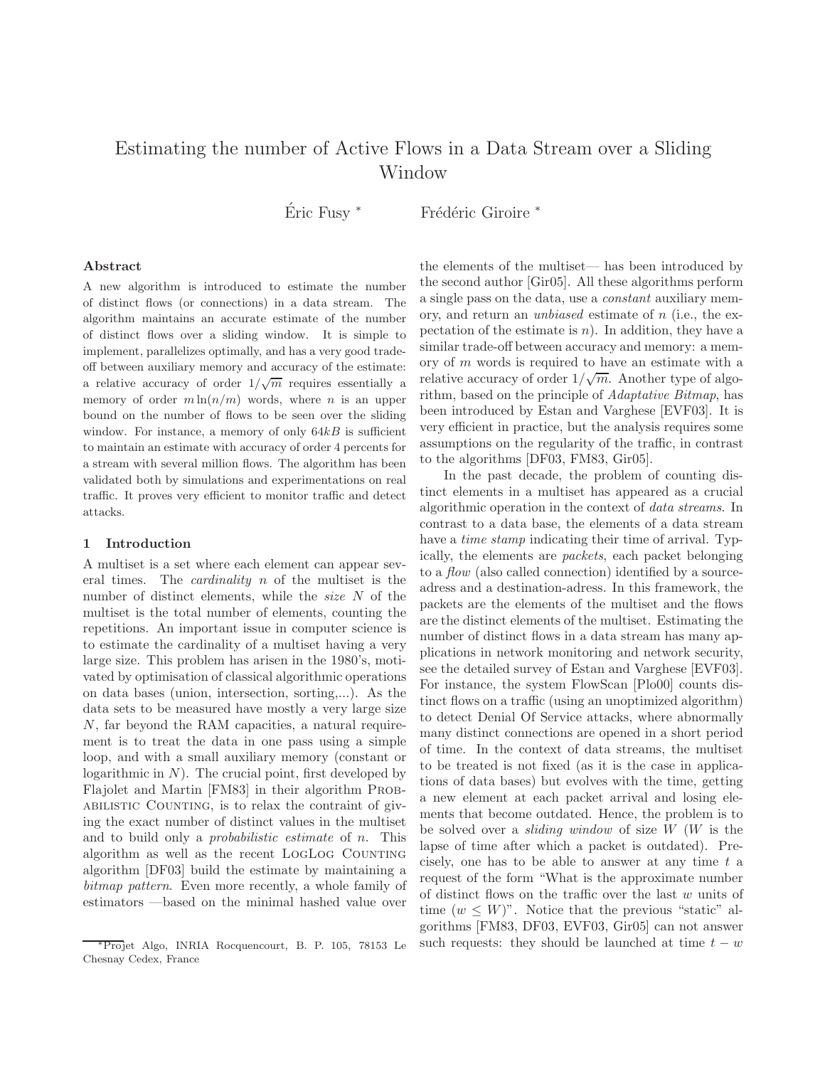# Estimating the number of Active Flows in a Data Stream over a Sliding Window

Éric Fusy [*]  Frédéric Giroire [*]

### Abstract

A new algorithm is introduced to estimate the number of distinct flows (or connections) in a data stream. The algorithm maintains an accurate estimate of the number of distinct flows over a sliding window. It is simple to implement, parallelizes optimally, and has a very good trade-off between auxiliary memory and accuracy of the estimate: a relative accuracy of order $1/\sqrt{m}$ requires essentially a memory of order $m \ln(n/m)$ words, where $n$ is an upper bound on the number of flows to be seen over the sliding window. For instance, a memory of only $64kB$ is sufficient to maintain an estimate with accuracy of order 4 percents for a stream with several million flows. The algorithm has been validated both by simulations and experimentations on real traffic. It proves very efficient to monitor traffic and detect attacks.

## 1 Introduction

A multiset is a set where each element can appear several times. The *cardinality* $n$ of the multiset is the number of distinct elements, while the *size* $N$ of the multiset is the total number of elements, counting the repetitions. An important issue in computer science is to estimate the cardinality of a multiset having a very large size. This problem has arisen in the 1980's, motivated by optimisation of classical algorithmic operations on data bases (union, intersection, sorting,...). As the data sets to be measured have mostly a very large size $N$, far beyond the RAM capacities, a natural requirement is to treat the data in one pass using a simple loop, and with a small auxiliary memory (constant or logarithmic in $N$). The crucial point, first developed by Flajolet and Martin [FM83] in their algorithm Probabilistic Counting, is to relax the contraint of giving the exact number of distinct values in the multiset and to build only a *probabilistic estimate* of $n$. This algorithm as well as the recent LogLog Counting algorithm [DF03] build the estimate by maintaining a *bitmap pattern*. Even more recently, a whole family of estimators —based on the minimal hashed value over the elements of the multiset— has been introduced by the second author [Gir05]. All these algorithms perform a single pass on the data, use a *constant* auxiliary memory, and return an *unbiased* estimate of $n$ (i.e., the expectation of the estimate is $n$). In addition, they have a similar trade-off between accuracy and memory: a memory of $m$ words is required to have an estimate with a relative accuracy of order $1/\sqrt{m}$. Another type of algorithm, based on the principle of *Adaptative Bitmap*, has been introduced by Estan and Varghese [EVF03]. It is very efficient in practice, but the analysis requires some assumptions on the regularity of the traffic, in contrast to the algorithms [DF03, FM83, Gir05].

In the past decade, the problem of counting distinct elements in a multiset has appeared as a crucial algorithmic operation in the context of *data streams*. In contrast to a data base, the elements of a data stream have a *time stamp* indicating their time of arrival. Typically, the elements are *packets*, each packet belonging to a *flow* (also called connection) identified by a source-adress and a destination-adress. In this framework, the packets are the elements of the multiset and the flows are the distinct elements of the multiset. Estimating the number of distinct flows in a data stream has many applications in network monitoring and network security, see the detailed survey of Estan and Varghese [EVF03]. For instance, the system FlowScan [Plo00] counts distinct flows on a traffic (using an unoptimized algorithm) to detect Denial Of Service attacks, where abnormally many distinct connections are opened in a short period of time. In the context of data streams, the multiset to be treated is not fixed (as it is the case in applications of data bases) but evolves with the time, getting a new element at each packet arrival and losing elements that become outdated. Hence, the problem is to be solved over a *sliding window* of size $W$ ($W$ is the lapse of time after which a packet is outdated). Precisely, one has to be able to answer at any time $t$ a request of the form "What is the approximate number of distinct flows on the traffic over the last $w$ units of time ($w \leq W$)". Notice that the previous "static" algorithms [FM83, DF03, EVF03, Gir05] can not answer such requests: they should be launched at time $t - w$

[*] Projet Algo, INRIA Rocquencourt, B. P. 105, 78153 Le Chesnay Cedex, France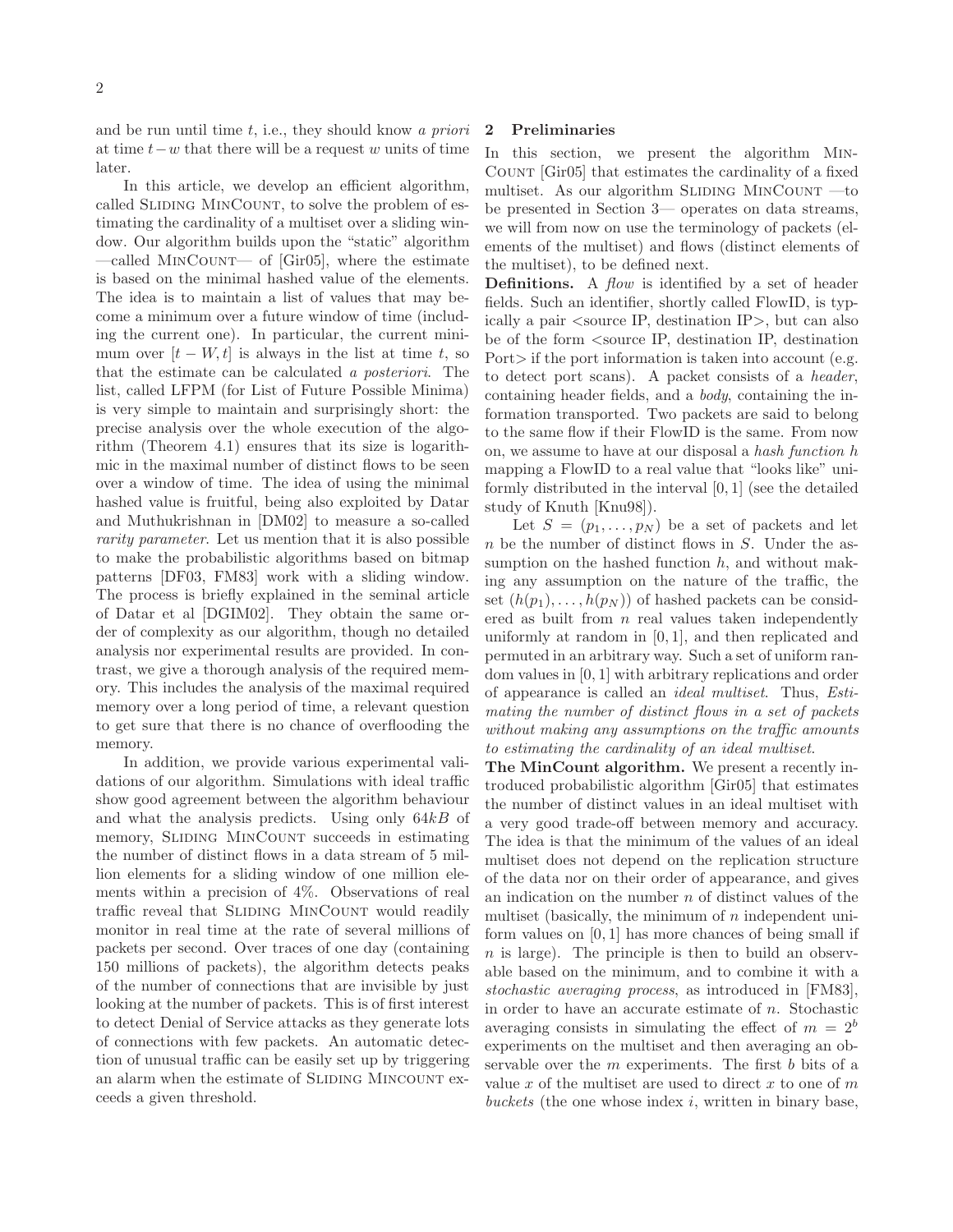and be run until time $t$, i.e., they should know *a priori* at time $t-w$ that there will be a request $w$ units of time later.

In this article, we develop an efficient algorithm, called Sliding MinCount, to solve the problem of estimating the cardinality of a multiset over a sliding window. Our algorithm builds upon the "static" algorithm —called MinCount— of [Gir05], where the estimate is based on the minimal hashed value of the elements. The idea is to maintain a list of values that may become a minimum over a future window of time (including the current one). In particular, the current minimum over $[t-W,t]$ is always in the list at time $t$, so that the estimate can be calculated *a posteriori*. The list, called LFPM (for List of Future Possible Minima) is very simple to maintain and surprisingly short: the precise analysis over the whole execution of the algorithm (Theorem 4.1) ensures that its size is logarithmic in the maximal number of distinct flows to be seen over a window of time. The idea of using the minimal hashed value is fruitful, being also exploited by Datar and Muthukrishnan in [DM02] to measure a so-called *rarity parameter*. Let us mention that it is also possible to make the probabilistic algorithms based on bitmap patterns [DF03, FM83] work with a sliding window. The process is briefly explained in the seminal article of Datar et al [DGIM02]. They obtain the same order of complexity as our algorithm, though no detailed analysis nor experimental results are provided. In contrast, we give a thorough analysis of the required memory. This includes the analysis of the maximal required memory over a long period of time, a relevant question to get sure that there is no chance of overflooding the memory.

In addition, we provide various experimental validations of our algorithm. Simulations with ideal traffic show good agreement between the algorithm behaviour and what the analysis predicts. Using only $64kB$ of memory, Sliding MinCount succeeds in estimating the number of distinct flows in a data stream of 5 million elements for a sliding window of one million elements within a precision of 4%. Observations of real traffic reveal that Sliding MinCount would readily monitor in real time at the rate of several millions of packets per second. Over traces of one day (containing 150 millions of packets), the algorithm detects peaks of the number of connections that are invisible by just looking at the number of packets. This is of first interest to detect Denial of Service attacks as they generate lots of connections with few packets. An automatic detection of unusual traffic can be easily set up by triggering an alarm when the estimate of Sliding Mincount exceeds a given threshold.

## 2 Preliminaries

In this section, we present the algorithm MinCount [Gir05] that estimates the cardinality of a fixed multiset. As our algorithm Sliding MinCount —to be presented in Section 3— operates on data streams, we will from now on use the terminology of packets (elements of the multiset) and flows (distinct elements of the multiset), to be defined next.

**Definitions.** A *flow* is identified by a set of header fields. Such an identifier, shortly called FlowID, is typically a pair <source IP, destination IP>, but can also be of the form <source IP, destination IP, destination Port> if the port information is taken into account (e.g. to detect port scans). A packet consists of a *header*, containing header fields, and a *body*, containing the information transported. Two packets are said to belong to the same flow if their FlowID is the same. From now on, we assume to have at our disposal a *hash function* $h$ mapping a FlowID to a real value that "looks like" uniformly distributed in the interval $[0,1]$ (see the detailed study of Knuth [Knu98]).

Let $S=(p_1,\ldots,p_N)$ be a set of packets and let $n$ be the number of distinct flows in $S$. Under the assumption on the hashed function $h$, and without making any assumption on the nature of the traffic, the set $(h(p_1),\ldots,h(p_N))$ of hashed packets can be considered as built from $n$ real values taken independently uniformly at random in $[0,1]$, and then replicated and permuted in an arbitrary way. Such a set of uniform random values in $[0,1]$ with arbitrary replications and order of appearance is called an *ideal multiset*. Thus, *Estimating the number of distinct flows in a set of packets without making any assumptions on the traffic amounts to estimating the cardinality of an ideal multiset.*

**The MinCount algorithm.** We present a recently introduced probabilistic algorithm [Gir05] that estimates the number of distinct values in an ideal multiset with a very good trade-off between memory and accuracy. The idea is that the minimum of the values of an ideal multiset does not depend on the replication structure of the data nor on their order of appearance, and gives an indication on the number $n$ of distinct values of the multiset (basically, the minimum of $n$ independent uniform values on $[0,1]$ has more chances of being small if $n$ is large). The principle is then to build an observable based on the minimum, and to combine it with a *stochastic averaging process*, as introduced in [FM83], in order to have an accurate estimate of $n$. Stochastic averaging consists in simulating the effect of $m=2^b$ experiments on the multiset and then averaging an observable over the $m$ experiments. The first $b$ bits of a value $x$ of the multiset are used to direct $x$ to one of $m$ *buckets* (the one whose index $i$, written in binary base,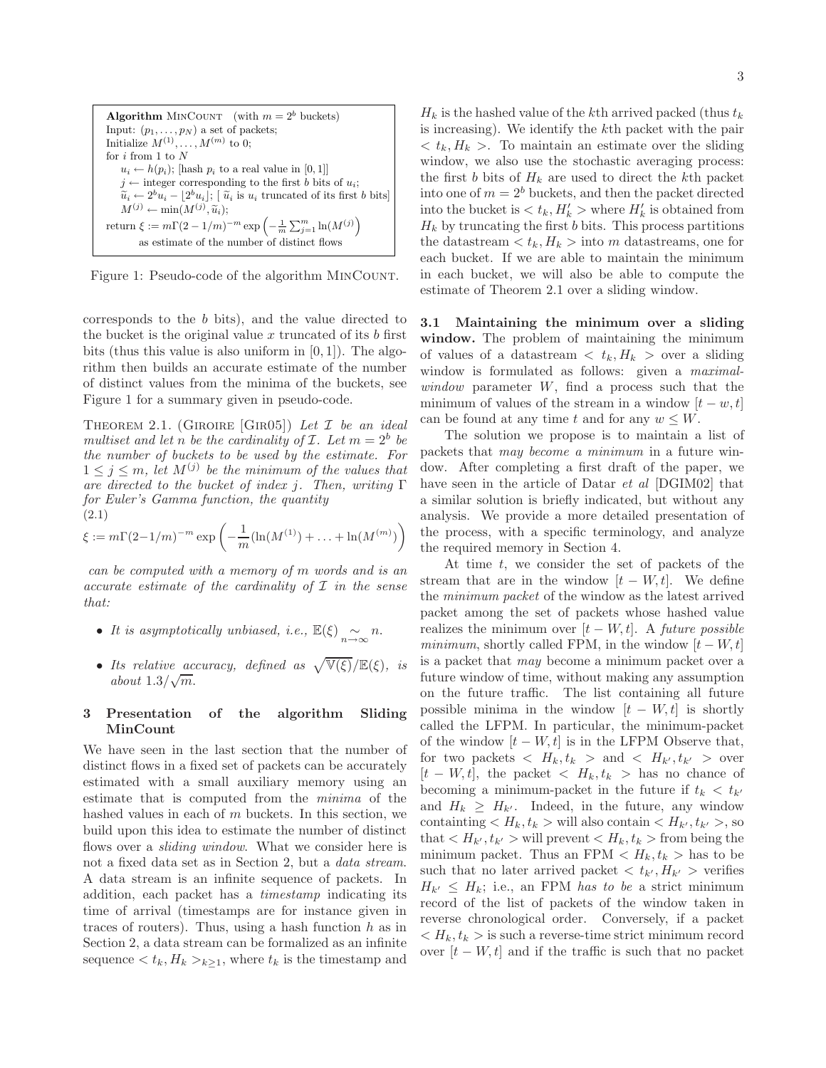```
Algorithm MinCount   (with m = 2^b buckets)
Input: (p_1, ..., p_N) a set of packets;
Initialize M^(1), ..., M^(m) to 0;
for i from 1 to N
    u_i ← h(p_i); [hash p_i to a real value in [0,1]]
    j ← integer corresponding to the first b bits of u_i;
    ũ_i ← 2^b u_i − ⌊2^b u_i⌋; [ ũ_i is u_i truncated of its first b bits]
    M^(j) ← min(M^(j), ũ_i);
return ξ := mΓ(2 − 1/m)^(−m) exp(−(1/m) Σ_{j=1}^{m} ln(M^(j)))
    as estimate of the number of distinct flows
```

Figure 1: Pseudo-code of the algorithm MinCount.

corresponds to the $b$ bits), and the value directed to the bucket is the original value $x$ truncated of its $b$ first bits (thus this value is also uniform in $[0, 1]$). The algorithm then builds an accurate estimate of the number of distinct values from the minima of the buckets, see Figure 1 for a summary given in pseudo-code.

Theorem 2.1. (Giroire [Gir05]) *Let $\mathcal{I}$ be an ideal multiset and let $n$ be the cardinality of $\mathcal{I}$. Let $m = 2^b$ be the number of buckets to be used by the estimate. For $1 \leq j \leq m$, let $M^{(j)}$ be the minimum of the values that are directed to the bucket of index $j$. Then, writing $\Gamma$ for Euler's Gamma function, the quantity*

(2.1)
$$\xi := m\Gamma(2-1/m)^{-m} \exp\left(-\frac{1}{m}(\ln(M^{(1)}) + \ldots + \ln(M^{(m)})\right)$$

*can be computed with a memory of $m$ words and is an accurate estimate of the cardinality of $\mathcal{I}$ in the sense that:*

- *It is asymptotically unbiased, i.e., $\mathbb{E}(\xi) \underset{n\to\infty}{\sim} n$.*
- *Its relative accuracy, defined as $\sqrt{\mathbb{V}(\xi)}/\mathbb{E}(\xi)$, is about $1.3/\sqrt{m}$.*

## 3 Presentation of the algorithm Sliding MinCount

We have seen in the last section that the number of distinct flows in a fixed set of packets can be accurately estimated with a small auxiliary memory using an estimate that is computed from the *minima* of the hashed values in each of $m$ buckets. In this section, we build upon this idea to estimate the number of distinct flows over a *sliding window*. What we consider here is not a fixed data set as in Section 2, but a *data stream*. A data stream is an infinite sequence of packets. In addition, each packet has a *timestamp* indicating its time of arrival (timestamps are for instance given in traces of routers). Thus, using a hash function $h$ as in Section 2, a data stream can be formalized as an infinite sequence $< t_k, H_k >_{k\geq 1}$, where $t_k$ is the timestamp and $H_k$ is the hashed value of the $k$th arrived packed (thus $t_k$ is increasing). We identify the $k$th packet with the pair $< t_k, H_k >$. To maintain an estimate over the sliding window, we also use the stochastic averaging process: the first $b$ bits of $H_k$ are used to direct the $k$th packet into one of $m = 2^b$ buckets, and then the packet directed into the bucket is $< t_k, H'_k >$ where $H'_k$ is obtained from $H_k$ by truncating the first $b$ bits. This process partitions the datastream $< t_k, H_k >$ into $m$ datastreams, one for each bucket. If we are able to maintain the minimum in each bucket, we will also be able to compute the estimate of Theorem 2.1 over a sliding window.

**3.1 Maintaining the minimum over a sliding window.** The problem of maintaining the minimum of values of a datastream $< t_k, H_k >$ over a sliding window is formulated as follows: given a *maximal-window* parameter $W$, find a process such that the minimum of values of the stream in a window $[t - w, t]$ can be found at any time $t$ and for any $w \leq W$.

The solution we propose is to maintain a list of packets that *may become a minimum* in a future window. After completing a first draft of the paper, we have seen in the article of Datar *et al* [DGIM02] that a similar solution is briefly indicated, but without any analysis. We provide a more detailed presentation of the process, with a specific terminology, and analyze the required memory in Section 4.

At time $t$, we consider the set of packets of the stream that are in the window $[t - W, t]$. We define the *minimum packet* of the window as the latest arrived packet among the set of packets whose hashed value realizes the minimum over $[t - W, t]$. A *future possible minimum*, shortly called FPM, in the window $[t - W, t]$ is a packet that *may* become a minimum packet over a future window of time, without making any assumption on the future traffic. The list containing all future possible minima in the window $[t - W, t]$ is shortly called the LFPM. In particular, the minimum-packet of the window $[t - W, t]$ is in the LFPM Observe that, for two packets $< H_k, t_k >$ and $< H_{k'}, t_{k'} >$ over $[t - W, t]$, the packet $< H_k, t_k >$ has no chance of becoming a minimum-packet in the future if $t_k < t_{k'}$ and $H_k \geq H_{k'}$. Indeed, in the future, any window containting $< H_k, t_k >$ will also contain $< H_{k'}, t_{k'} >$, so that $< H_{k'}, t_{k'} >$ will prevent $< H_k, t_k >$ from being the minimum packet. Thus an FPM $< H_k, t_k >$ has to be such that no later arrived packet $< t_{k'}, H_{k'} >$ verifies $H_{k'} \leq H_k$; i.e., an FPM *has to be* a strict minimum record of the list of packets of the window taken in reverse chronological order. Conversely, if a packet $< H_k, t_k >$ is such a reverse-time strict minimum record over $[t - W, t]$ and if the traffic is such that no packet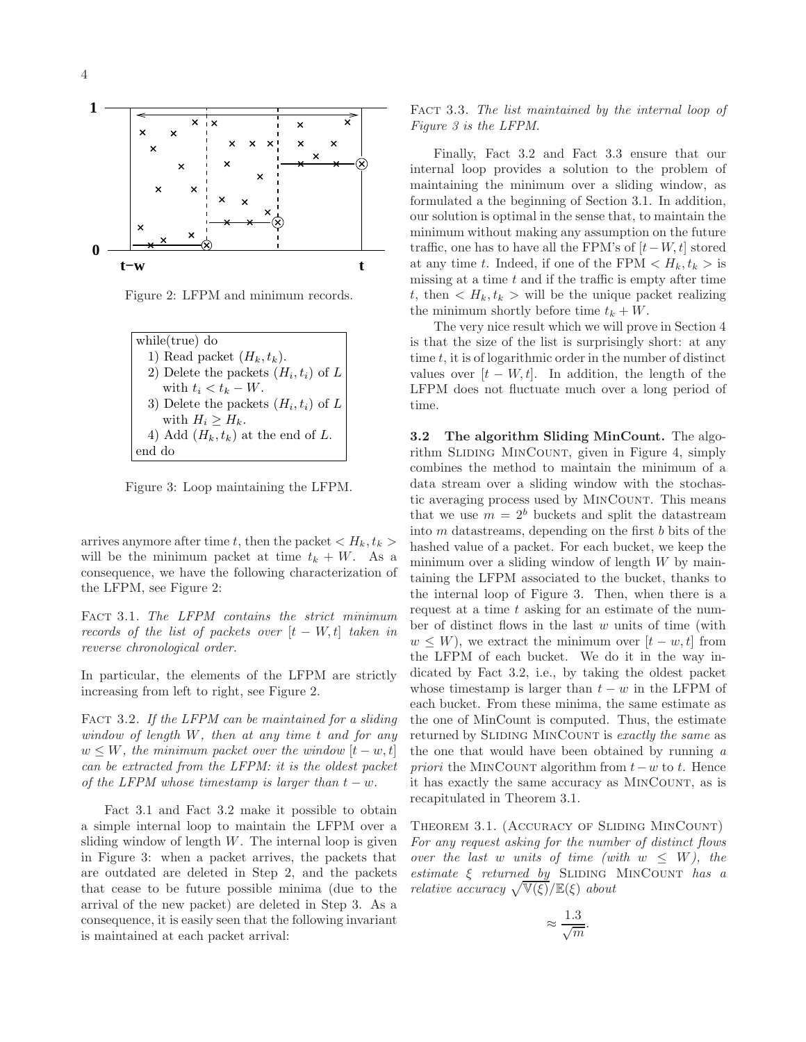Figure 2: LFPM and minimum records.

```
while(true) do
  1) Read packet (H_k, t_k).
  2) Delete the packets (H_i, t_i) of L
     with t_i < t_k − W.
  3) Delete the packets (H_i, t_i) of L
     with H_i ≥ H_k.
  4) Add (H_k, t_k) at the end of L.
end do
```

Figure 3: Loop maintaining the LFPM.

arrives anymore after time $t$, then the packet $< H_k, t_k >$ will be the minimum packet at time $t_k + W$. As a consequence, we have the following characterization of the LFPM, see Figure 2:

Fact 3.1. *The LFPM contains the strict minimum records of the list of packets over $[t - W, t]$ taken in reverse chronological order.*

In particular, the elements of the LFPM are strictly increasing from left to right, see Figure 2.

Fact 3.2. *If the LFPM can be maintained for a sliding window of length $W$, then at any time $t$ and for any $w \leq W$, the minimum packet over the window $[t - w, t]$ can be extracted from the LFPM: it is the oldest packet of the LFPM whose timestamp is larger than $t - w$.*

Fact 3.1 and Fact 3.2 make it possible to obtain a simple internal loop to maintain the LFPM over a sliding window of length $W$. The internal loop is given in Figure 3: when a packet arrives, the packets that are outdated are deleted in Step 2, and the packets that cease to be future possible minima (due to the arrival of the new packet) are deleted in Step 3. As a consequence, it is easily seen that the following invariant is maintained at each packet arrival:

Fact 3.3. *The list maintained by the internal loop of Figure 3 is the LFPM.*

Finally, Fact 3.2 and Fact 3.3 ensure that our internal loop provides a solution to the problem of maintaining the minimum over a sliding window, as formulated a the beginning of Section 3.1. In addition, our solution is optimal in the sense that, to maintain the minimum without making any assumption on the future traffic, one has to have all the FPM's of $[t - W, t]$ stored at any time $t$. Indeed, if one of the FPM $< H_k, t_k >$ is missing at a time $t$ and if the traffic is empty after time $t$, then $< H_k, t_k >$ will be the unique packet realizing the minimum shortly before time $t_k + W$.

The very nice result which we will prove in Section 4 is that the size of the list is surprisingly short: at any time $t$, it is of logarithmic order in the number of distinct values over $[t - W, t]$. In addition, the length of the LFPM does not fluctuate much over a long period of time.

**3.2 The algorithm Sliding MinCount.** The algorithm Sliding MinCount, given in Figure 4, simply combines the method to maintain the minimum of a data stream over a sliding window with the stochastic averaging process used by MinCount. This means that we use $m = 2^b$ buckets and split the datastream into $m$ datastreams, depending on the first $b$ bits of the hashed value of a packet. For each bucket, we keep the minimum over a sliding window of length $W$ by maintaining the LFPM associated to the bucket, thanks to the internal loop of Figure 3. Then, when there is a request at a time $t$ asking for an estimate of the number of distinct flows in the last $w$ units of time (with $w \leq W$), we extract the minimum over $[t - w, t]$ from the LFPM of each bucket. We do it in the way indicated by Fact 3.2, i.e., by taking the oldest packet whose timestamp is larger than $t - w$ in the LFPM of each bucket. From these minima, the same estimate as the one of MinCount is computed. Thus, the estimate returned by Sliding MinCount is *exactly the same* as the one that would have been obtained by running *a priori* the MinCount algorithm from $t - w$ to $t$. Hence it has exactly the same accuracy as MinCount, as is recapitulated in Theorem 3.1.

Theorem 3.1. (Accuracy of Sliding MinCount) *For any request asking for the number of distinct flows over the last $w$ units of time (with $w \leq W$), the estimate $\xi$ returned by* Sliding MinCount *has a relative accuracy $\sqrt{\mathbb{V}(\xi)}/\mathbb{E}(\xi)$ about*

$$\approx \frac{1.3}{\sqrt{m}}.$$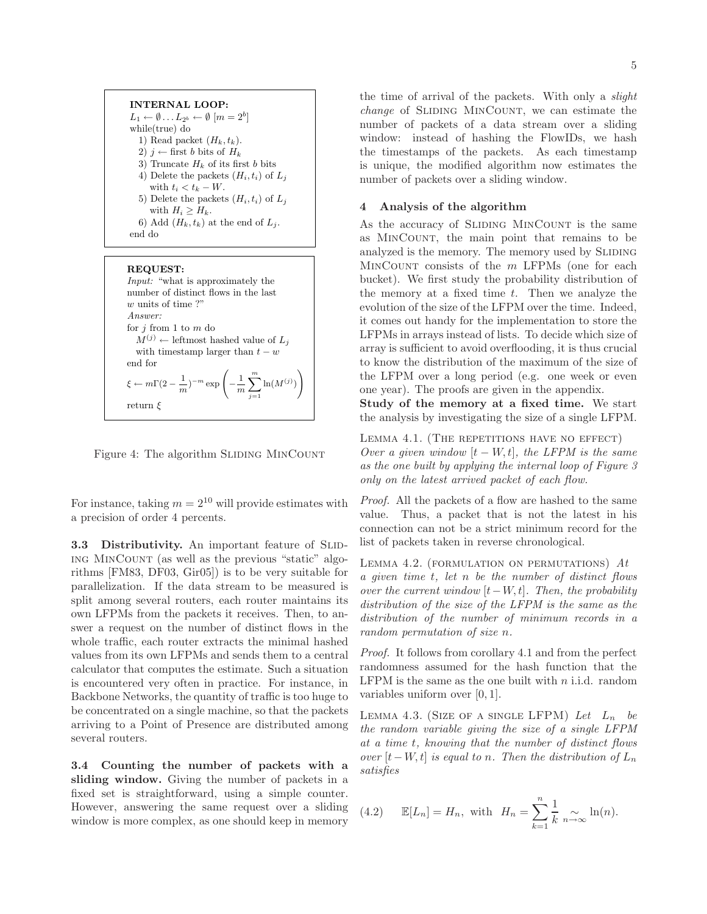**INTERNAL LOOP:**
$L_1 \leftarrow \emptyset \ldots L_{2^b} \leftarrow \emptyset$ $[m = 2^b]$
while(true) do
  1) Read packet $(H_k, t_k)$.
  2) $j \leftarrow$ first $b$ bits of $H_k$
  3) Truncate $H_k$ of its first $b$ bits
  4) Delete the packets $(H_i, t_i)$ of $L_j$ with $t_i < t_k - W$.
  5) Delete the packets $(H_i, t_i)$ of $L_j$ with $H_i \geq H_k$.
  6) Add $(H_k, t_k)$ at the end of $L_j$.
end do

**REQUEST:**
*Input:* "what is approximately the number of distinct flows in the last $w$ units of time ?"
*Answer:*
for $j$ from 1 to $m$ do
  $M^{(j)} \leftarrow$ leftmost hashed value of $L_j$ with timestamp larger than $t - w$
end for
$\xi \leftarrow m\Gamma(2 - \frac{1}{m})^{-m} \exp\left(-\frac{1}{m}\sum_{j=1}^{m} \ln(M^{(j)})\right)$
return $\xi$

Figure 4: The algorithm SLIDING MINCOUNT

For instance, taking $m = 2^{10}$ will provide estimates with a precision of order 4 percents.

### 3.3 Distributivity.

An important feature of SLIDING MINCOUNT (as well as the previous "static" algorithms [FM83, DF03, Gir05]) is to be very suitable for parallelization. If the data stream to be measured is split among several routers, each router maintains its own LFPMs from the packets it receives. Then, to answer a request on the number of distinct flows in the whole traffic, each router extracts the minimal hashed values from its own LFPMs and sends them to a central calculator that computes the estimate. Such a situation is encountered very often in practice. For instance, in Backbone Networks, the quantity of traffic is too huge to be concentrated on a single machine, so that the packets arriving to a Point of Presence are distributed among several routers.

### 3.4 Counting the number of packets with a sliding window.

Giving the number of packets in a fixed set is straightforward, using a simple counter. However, answering the same request over a sliding window is more complex, as one should keep in memory the time of arrival of the packets. With only a *slight change* of SLIDING MINCOUNT, we can estimate the number of packets of a data stream over a sliding window: instead of hashing the FlowIDs, we hash the timestamps of the packets. As each timestamp is unique, the modified algorithm now estimates the number of packets over a sliding window.

## 4 Analysis of the algorithm

As the accuracy of SLIDING MINCOUNT is the same as MINCOUNT, the main point that remains to be analyzed is the memory. The memory used by SLIDING MINCOUNT consists of the $m$ LFPMs (one for each bucket). We first study the probability distribution of the memory at a fixed time $t$. Then we analyze the evolution of the size of the LFPM over the time. Indeed, it comes out handy for the implementation to store the LFPMs in arrays instead of lists. To decide which size of array is sufficient to avoid overflooding, it is thus crucial to know the distribution of the maximum of the size of the LFPM over a long period (e.g. one week or even one year). The proofs are given in the appendix.

**Study of the memory at a fixed time.** We start the analysis by investigating the size of a single LFPM.

LEMMA 4.1. (THE REPETITIONS HAVE NO EFFECT) *Over a given window $[t - W, t]$, the LFPM is the same as the one built by applying the internal loop of Figure 3 only on the latest arrived packet of each flow.*

*Proof.* All the packets of a flow are hashed to the same value. Thus, a packet that is not the latest in his connection can not be a strict minimum record for the list of packets taken in reverse chronological.

LEMMA 4.2. (FORMULATION ON PERMUTATIONS) *At a given time $t$, let $n$ be the number of distinct flows over the current window $[t-W, t]$. Then, the probability distribution of the size of the LFPM is the same as the distribution of the number of minimum records in a random permutation of size $n$.*

*Proof.* It follows from corollary 4.1 and from the perfect randomness assumed for the hash function that the LFPM is the same as the one built with $n$ i.i.d. random variables uniform over $[0, 1]$.

LEMMA 4.3. (SIZE OF A SINGLE LFPM) *Let $L_n$ be the random variable giving the size of a single LFPM at a time $t$, knowing that the number of distinct flows over $[t - W, t]$ is equal to $n$. Then the distribution of $L_n$ satisfies*

$$(4.2) \qquad \mathbb{E}[L_n] = H_n, \text{ with } H_n = \sum_{k=1}^{n} \frac{1}{k} \underset{n\to\infty}{\sim} \ln(n).$$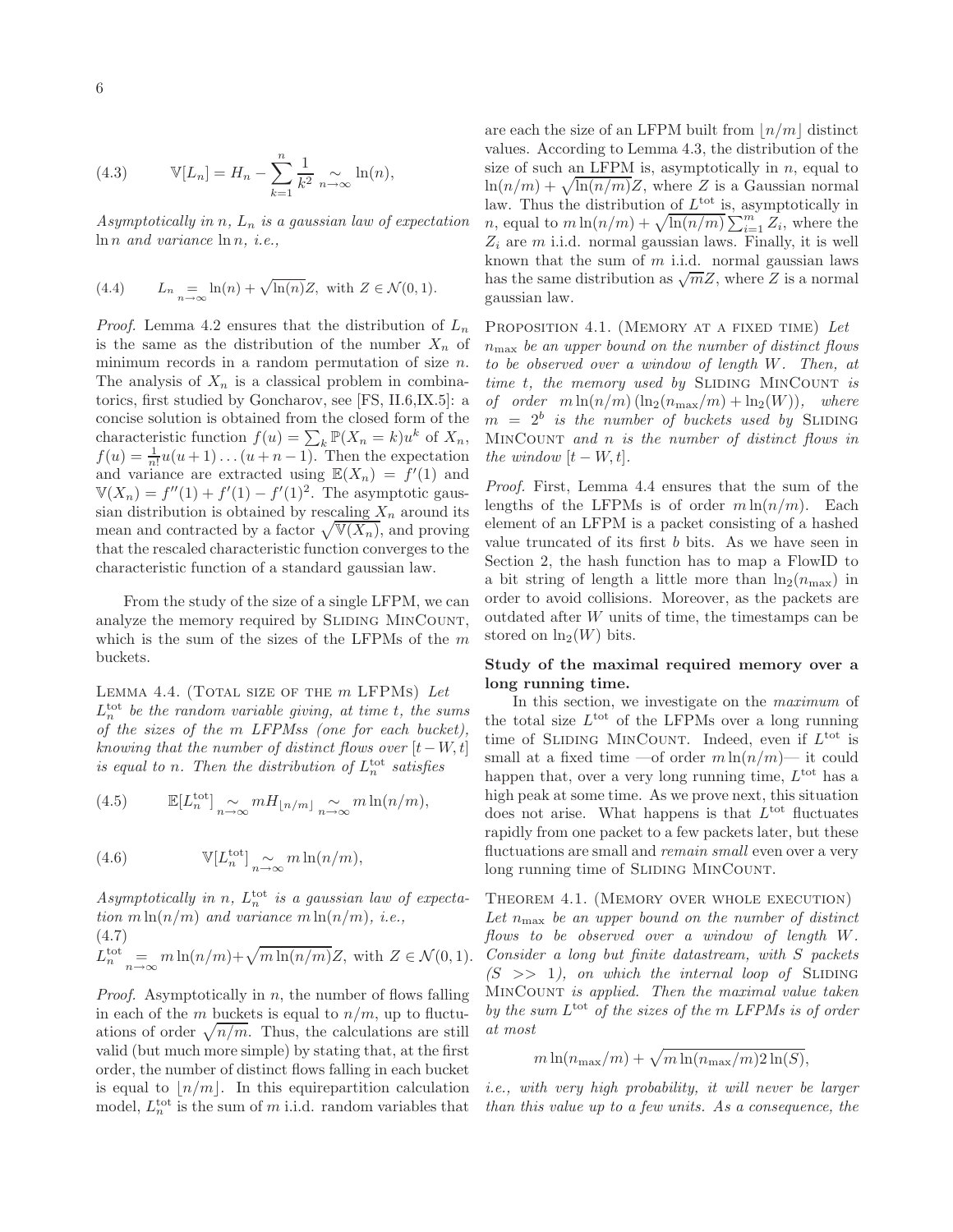$$
(4.3) \qquad \mathbb{V}[L_n] = H_n - \sum_{k=1}^{n} \frac{1}{k^2} \underset{n\to\infty}{\sim} \ln(n),
$$

*Asymptotically in $n$, $L_n$ is a gaussian law of expectation $\ln n$ and variance $\ln n$, i.e.,*

$$
(4.4) \qquad L_n \underset{n\to\infty}{=} \ln(n) + \sqrt{\ln(n)}Z, \text{ with } Z \in \mathcal{N}(0,1).
$$

*Proof.* Lemma 4.2 ensures that the distribution of $L_n$ is the same as the distribution of the number $X_n$ of minimum records in a random permutation of size $n$. The analysis of $X_n$ is a classical problem in combinatorics, first studied by Goncharov, see [FS, II.6,IX.5]: a concise solution is obtained from the closed form of the characteristic function $f(u) = \sum_k \mathbb{P}(X_n = k)u^k$ of $X_n$, $f(u) = \frac{1}{n!}u(u+1)\dots(u+n-1)$. Then the expectation and variance are extracted using $\mathbb{E}(X_n) = f'(1)$ and $\mathbb{V}(X_n) = f''(1) + f'(1) - f'(1)^2$. The asymptotic gaussian distribution is obtained by rescaling $X_n$ around its mean and contracted by a factor $\sqrt{\mathbb{V}(X_n)}$, and proving that the rescaled characteristic function converges to the characteristic function of a standard gaussian law.

From the study of the size of a single LFPM, we can analyze the memory required by Sliding MinCount, which is the sum of the sizes of the LFPMs of the $m$ buckets.

Lemma 4.4. (Total size of the $m$ LFPMs) *Let $L_n^{\text{tot}}$ be the random variable giving, at time $t$, the sums of the sizes of the $m$ LFPMss (one for each bucket), knowing that the number of distinct flows over $[t-W, t]$ is equal to $n$. Then the distribution of $L_n^{\text{tot}}$ satisfies*

$$
(4.5) \qquad \mathbb{E}[L_n^{\text{tot}}] \underset{n\to\infty}{\sim} mH_{\lfloor n/m \rfloor} \underset{n\to\infty}{\sim} m\ln(n/m),
$$

$$
(4.6) \qquad \mathbb{V}[L_n^{\text{tot}}] \underset{n\to\infty}{\sim} m\ln(n/m),
$$

*Asymptotically in $n$, $L_n^{\text{tot}}$ is a gaussian law of expectation $m\ln(n/m)$ and variance $m\ln(n/m)$, i.e.,*

$$
(4.7) \qquad L_n^{\text{tot}} \underset{n\to\infty}{=} m\ln(n/m) + \sqrt{m\ln(n/m)}Z, \text{ with } Z \in \mathcal{N}(0,1).
$$

*Proof.* Asymptotically in $n$, the number of flows falling in each of the $m$ buckets is equal to $n/m$, up to fluctuations of order $\sqrt{n/m}$. Thus, the calculations are still valid (but much more simple) by stating that, at the first order, the number of distinct flows falling in each bucket is equal to $\lfloor n/m \rfloor$. In this equirepartition calculation model, $L_n^{\text{tot}}$ is the sum of $m$ i.i.d. random variables that are each the size of an LFPM built from $\lfloor n/m \rfloor$ distinct values. According to Lemma 4.3, the distribution of the size of such an LFPM is, asymptotically in $n$, equal to $\ln(n/m) + \sqrt{\ln(n/m)}Z$, where $Z$ is a Gaussian normal law. Thus the distribution of $L^{\text{tot}}$ is, asymptotically in $n$, equal to $m\ln(n/m) + \sqrt{\ln(n/m)}\sum_{i=1}^{m} Z_i$, where the $Z_i$ are $m$ i.i.d. normal gaussian laws. Finally, it is well known that the sum of $m$ i.i.d. normal gaussian laws has the same distribution as $\sqrt{m}Z$, where $Z$ is a normal gaussian law.

Proposition 4.1. (Memory at a fixed time) *Let $n_{\max}$ be an upper bound on the number of distinct flows to be observed over a window of length $W$. Then, at time $t$, the memory used by* Sliding MinCount *is of order $m\ln(n/m)(\ln_2(n_{\max}/m) + \ln_2(W))$, where $m = 2^b$ is the number of buckets used by* Sliding MinCount *and $n$ is the number of distinct flows in the window $[t-W, t]$.*

*Proof.* First, Lemma 4.4 ensures that the sum of the lengths of the LFPMs is of order $m\ln(n/m)$. Each element of an LFPM is a packet consisting of a hashed value truncated of its first $b$ bits. As we have seen in Section 2, the hash function has to map a FlowID to a bit string of length a little more than $\ln_2(n_{\max})$ in order to avoid collisions. Moreover, as the packets are outdated after $W$ units of time, the timestamps can be stored on $\ln_2(W)$ bits.

**Study of the maximal required memory over a long running time.**

In this section, we investigate on the *maximum* of the total size $L^{\text{tot}}$ of the LFPMs over a long running time of Sliding MinCount. Indeed, even if $L^{\text{tot}}$ is small at a fixed time —of order $m\ln(n/m)$— it could happen that, over a very long running time, $L^{\text{tot}}$ has a high peak at some time. As we prove next, this situation does not arise. What happens is that $L^{\text{tot}}$ fluctuates rapidly from one packet to a few packets later, but these fluctuations are small and *remain small* even over a very long running time of Sliding MinCount.

Theorem 4.1. (Memory over whole execution) *Let $n_{\max}$ be an upper bound on the number of distinct flows to be observed over a window of length $W$. Consider a long but finite datastream, with $S$ packets ($S >> 1$), on which the internal loop of* Sliding MinCount *is applied. Then the maximal value taken by the sum $L^{\text{tot}}$ of the sizes of the $m$ LFPMs is of order at most*

$$
m\ln(n_{\max}/m) + \sqrt{m\ln(n_{\max}/m)2\ln(S)},
$$

*i.e., with very high probability, it will never be larger than this value up to a few units. As a consequence, the*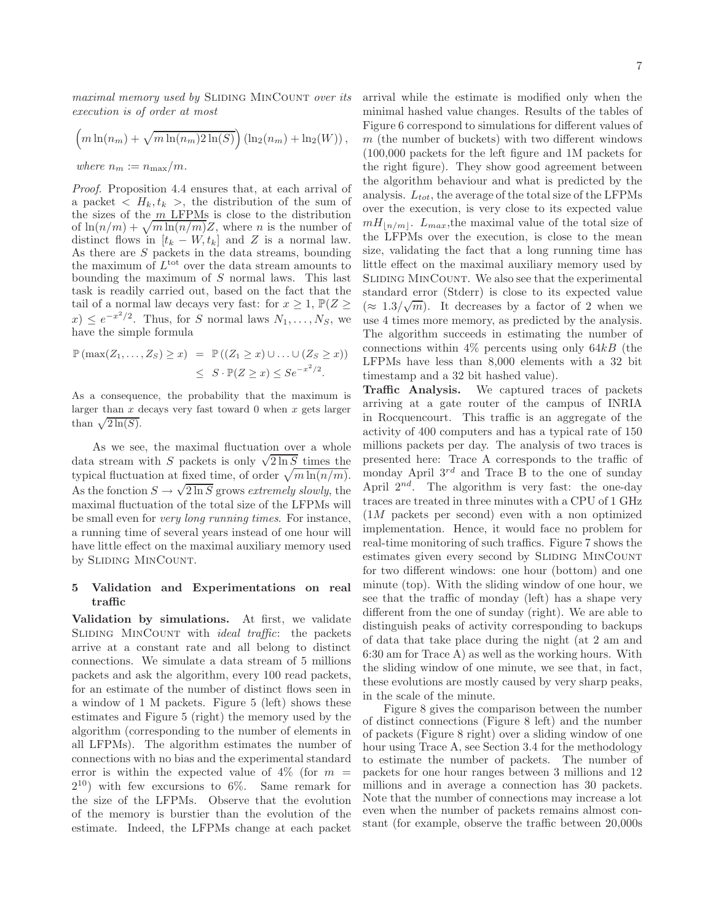*maximal memory used by* Sliding MinCount *over its execution is of order at most*

$$\left(m\ln(n_m) + \sqrt{m\ln(n_m)2\ln(S)}\right)\left(\ln_2(n_m) + \ln_2(W)\right),$$

*where* $n_m := n_{\max}/m$.

*Proof.* Proposition 4.4 ensures that, at each arrival of a packet $< H_k, t_k >$, the distribution of the sum of the sizes of the $m$ LFPMs is close to the distribution of $\ln(n/m) + \sqrt{m\ln(n/m)}Z$, where $n$ is the number of distinct flows in $[t_k - W, t_k]$ and $Z$ is a normal law. As there are $S$ packets in the data streams, bounding the maximum of $L^{\text{tot}}$ over the data stream amounts to bounding the maximum of $S$ normal laws. This last task is readily carried out, based on the fact that the tail of a normal law decays very fast: for $x \geq 1$, $\mathbb{P}(Z \geq x) \leq e^{-x^2/2}$. Thus, for $S$ normal laws $N_1, \ldots, N_S$, we have the simple formula

$$\begin{aligned}\mathbb{P}\left(\max(Z_1, \ldots, Z_S) \geq x\right) &= \mathbb{P}\left((Z_1 \geq x) \cup \ldots \cup (Z_S \geq x)\right) \\ &\leq S \cdot \mathbb{P}(Z \geq x) \leq Se^{-x^2/2}.\end{aligned}$$

As a consequence, the probability that the maximum is larger than $x$ decays very fast toward 0 when $x$ gets larger than $\sqrt{2\ln(S)}$.

As we see, the maximal fluctuation over a whole data stream with $S$ packets is only $\sqrt{2\ln S}$ times the typical fluctuation at fixed time, of order $\sqrt{m\ln(n/m)}$. As the fonction $S \rightarrow \sqrt{2\ln S}$ grows *extremely slowly*, the maximal fluctuation of the total size of the LFPMs will be small even for *very long running times*. For instance, a running time of several years instead of one hour will have little effect on the maximal auxiliary memory used by Sliding MinCount.

## 5 Validation and Experimentations on real traffic

**Validation by simulations.** At first, we validate Sliding MinCount with *ideal traffic*: the packets arrive at a constant rate and all belong to distinct connections. We simulate a data stream of 5 millions packets and ask the algorithm, every 100 read packets, for an estimate of the number of distinct flows seen in a window of 1 M packets. Figure 5 (left) shows these estimates and Figure 5 (right) the memory used by the algorithm (corresponding to the number of elements in all LFPMs). The algorithm estimates the number of connections with no bias and the experimental standard error is within the expected value of 4% (for $m = 2^{10}$) with few excursions to 6%. Same remark for the size of the LFPMs. Observe that the evolution of the memory is burstier than the evolution of the estimate. Indeed, the LFPMs change at each packet arrival while the estimate is modified only when the minimal hashed value changes. Results of the tables of Figure 6 correspond to simulations for different values of $m$ (the number of buckets) with two different windows (100,000 packets for the left figure and 1M packets for the right figure). They show good agreement between the algorithm behaviour and what is predicted by the analysis. $L_{tot}$, the average of the total size of the LFPMs over the execution, is very close to its expected value $mH_{\lfloor n/m \rfloor}$. $L_{max}$,the maximal value of the total size of the LFPMs over the execution, is close to the mean size, validating the fact that a long running time has little effect on the maximal auxiliary memory used by Sliding MinCount. We also see that the experimental standard error (Stderr) is close to its expected value ($\approx 1.3/\sqrt{m}$). It decreases by a factor of 2 when we use 4 times more memory, as predicted by the analysis. The algorithm succeeds in estimating the number of connections within 4% percents using only $64kB$ (the LFPMs have less than 8,000 elements with a 32 bit timestamp and a 32 bit hashed value).

**Traffic Analysis.** We captured traces of packets arriving at a gate router of the campus of INRIA in Rocquencourt. This traffic is an aggregate of the activity of 400 computers and has a typical rate of 150 millions packets per day. The analysis of two traces is presented here: Trace A corresponds to the traffic of monday April $3^{rd}$ and Trace B to the one of sunday April $2^{nd}$. The algorithm is very fast: the one-day traces are treated in three minutes with a CPU of 1 GHz ($1M$ packets per second) even with a non optimized implementation. Hence, it would face no problem for real-time monitoring of such traffics. Figure 7 shows the estimates given every second by Sliding MinCount for two different windows: one hour (bottom) and one minute (top). With the sliding window of one hour, we see that the traffic of monday (left) has a shape very different from the one of sunday (right). We are able to distinguish peaks of activity corresponding to backups of data that take place during the night (at 2 am and 6:30 am for Trace A) as well as the working hours. With the sliding window of one minute, we see that, in fact, these evolutions are mostly caused by very sharp peaks, in the scale of the minute.

Figure 8 gives the comparison between the number of distinct connections (Figure 8 left) and the number of packets (Figure 8 right) over a sliding window of one hour using Trace A, see Section 3.4 for the methodology to estimate the number of packets. The number of packets for one hour ranges between 3 millions and 12 millions and in average a connection has 30 packets. Note that the number of connections may increase a lot even when the number of packets remains almost constant (for example, observe the traffic between 20,000s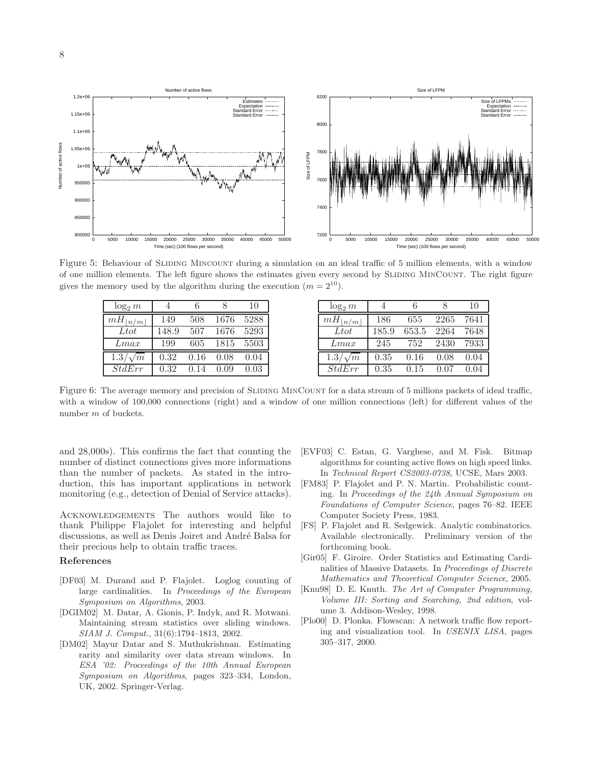Figure 5: Behaviour of Sliding Mincount during a simulation on an ideal traffic of 5 million elements, with a window of one million elements. The left figure shows the estimates given every second by Sliding MinCount. The right figure gives the memory used by the algorithm during the execution ($m = 2^{10}$).

| $\log_2 m$ | 4 | 6 | 8 | 10 |
|---|---|---|---|---|
| $mH_{\lfloor n/m \rfloor}$ | 149 | 508 | 1676 | 5288 |
| $Ltot$ | 148.9 | 507 | 1676 | 5293 |
| $Lmax$ | 199 | 605 | 1815 | 5503 |
| $1.3/\sqrt{m}$ | 0.32 | 0.16 | 0.08 | 0.04 |
| $StdErr$ | 0.32 | 0.14 | 0.09 | 0.03 |

| $\log_2 m$ | 4 | 6 | 8 | 10 |
|---|---|---|---|---|
| $mH_{\lfloor n/m \rfloor}$ | 186 | 655 | 2265 | 7641 |
| $Ltot$ | 185.9 | 653.5 | 2264 | 7648 |
| $Lmax$ | 245 | 752 | 2430 | 7933 |
| $1.3/\sqrt{m}$ | 0.35 | 0.16 | 0.08 | 0.04 |
| $StdErr$ | 0.35 | 0.15 | 0.07 | 0.04 |

Figure 6: The average memory and precision of Sliding MinCount for a data stream of 5 millions packets of ideal traffic, with a window of 100,000 connections (right) and a window of one million connections (left) for different values of the number $m$ of buckets.

and 28,000s). This confirms the fact that counting the number of distinct connections gives more informations than the number of packets. As stated in the introduction, this has important applications in network monitoring (e.g., detection of Denial of Service attacks).

Acknowledgements The authors would like to thank Philippe Flajolet for interesting and helpful discussions, as well as Denis Joiret and André Balsa for their precious help to obtain traffic traces.

## References

[DF03] M. Durand and P. Flajolet. Loglog counting of large cardinalities. In *Proceedings of the European Symposium on Algorithms*, 2003.

[DGIM02] M. Datar, A. Gionis, P. Indyk, and R. Motwani. Maintaining stream statistics over sliding windows. *SIAM J. Comput.*, 31(6):1794–1813, 2002.

[DM02] Mayur Datar and S. Muthukrishnan. Estimating rarity and similarity over data stream windows. In *ESA '02: Proceedings of the 10th Annual European Symposium on Algorithms*, pages 323–334, London, UK, 2002. Springer-Verlag.

[EVF03] C. Estan, G. Varghese, and M. Fisk. Bitmap algorithms for counting active flows on high speed links. In *Technical Report CS2003-0738*, UCSE, Mars 2003.

[FM83] P. Flajolet and P. N. Martin. Probabilistic counting. In *Proceedings of the 24th Annual Symposium on Foundations of Computer Science*, pages 76–82. IEEE Computer Society Press, 1983.

[FS] P. Flajolet and R. Sedgewick. Analytic combinatorics. Available electronically. Preliminary version of the forthcoming book.

[Gir05] F. Giroire. Order Statistics and Estimating Cardinalities of Massive Datasets. In *Proceedings of Discrete Mathematics and Theoretical Computer Science*, 2005.

[Knu98] D. E. Knuth. *The Art of Computer Programming, Volume III: Sorting and Searching, 2nd edition*, volume 3. Addison-Wesley, 1998.

[Plo00] D. Plonka. Flowscan: A network traffic flow reporting and visualization tool. In *USENIX LISA*, pages 305–317, 2000.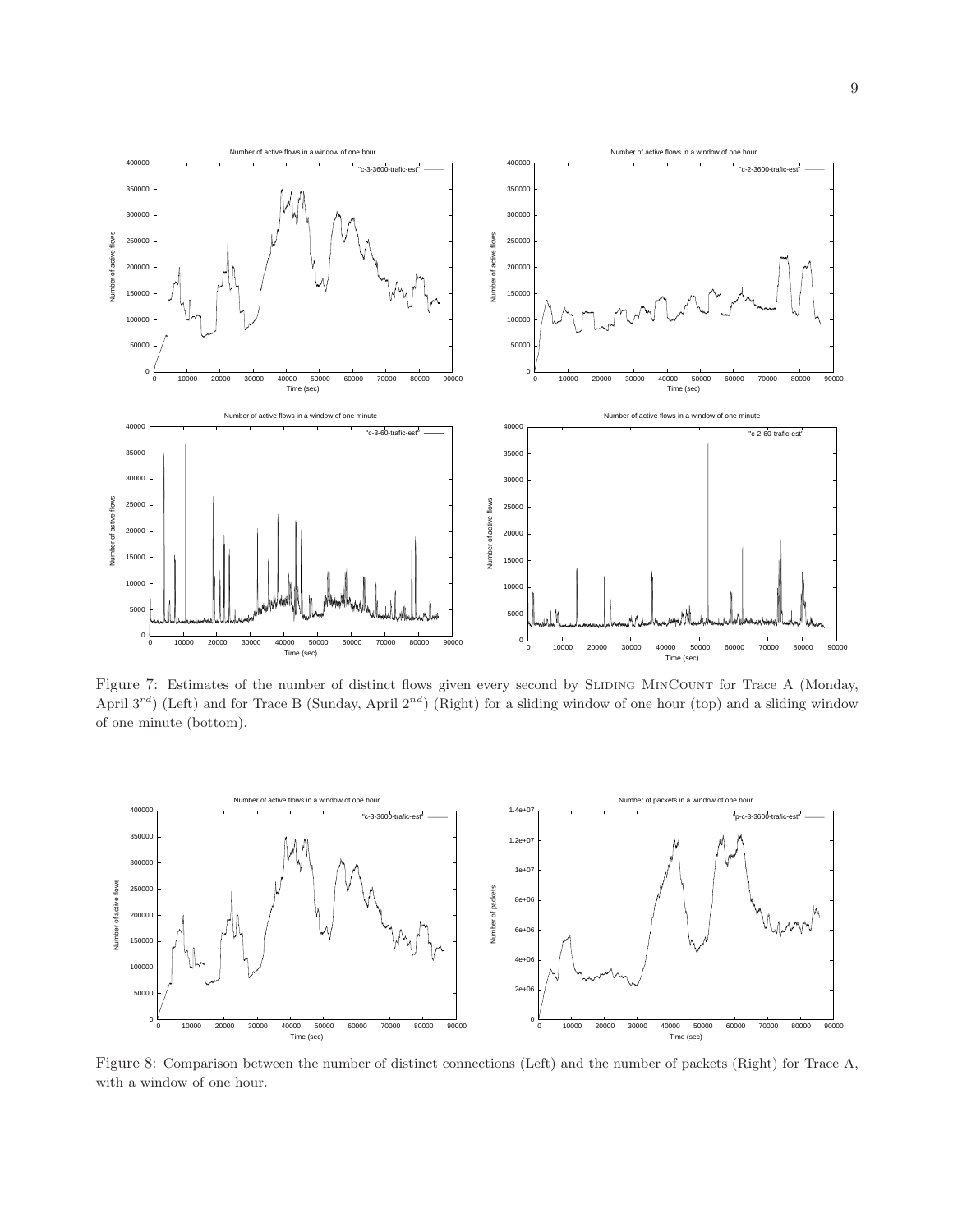Number of active flows in a window of one hour

"c-3-3600-trafic-est"

Number of active flows

Time (sec)

Number of active flows in a window of one hour

"c-2-3600-trafic-est"

Number of active flows

Time (sec)

Number of active flows in a window of one minute

"c-3-60-trafic-est"

Number of active flows

Time (sec)

Number of active flows in a window of one minute

"c-2-60-trafic-est"

Number of active flows

Time (sec)

Figure 7: Estimates of the number of distinct flows given every second by Sliding MinCount for Trace A (Monday, April $3^{rd}$) (Left) and for Trace B (Sunday, April $2^{nd}$) (Right) for a sliding window of one hour (top) and a sliding window of one minute (bottom).

Number of active flows in a window of one hour

"c-3-3600-trafic-est"

Number of active flows

Time (sec)

Number of packets in a window of one hour

"p-c-3-3600-trafic-est"

Number of packets

Time (sec)

Figure 8: Comparison between the number of distinct connections (Left) and the number of packets (Right) for Trace A, with a window of one hour.